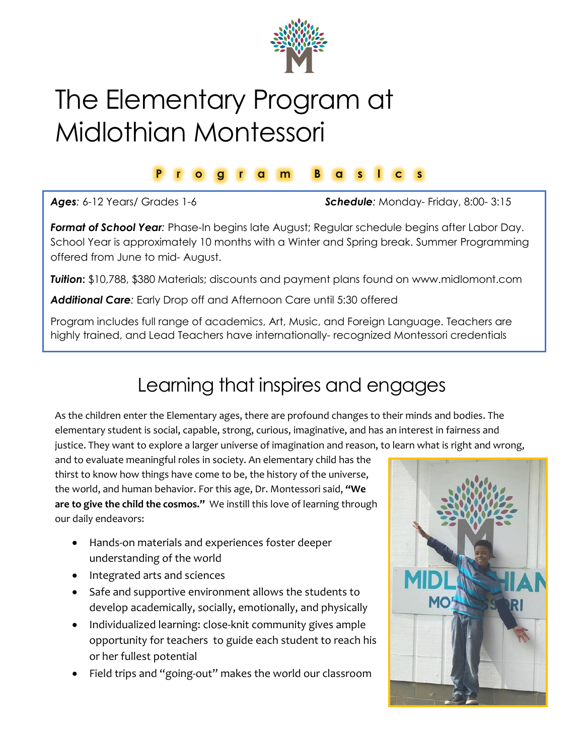# The Elementary Program at Midlothian Montessori

## Program Basics

***Ages***: 6-12 Years/ Grades 1-6

***Schedule***: Monday- Friday, 8:00- 3:15

***Format of School Year***: Phase-In begins late August; Regular schedule begins after Labor Day. School Year is approximately 10 months with a Winter and Spring break. Summer Programming offered from June to mid- August.

***Tuition***: $10,788, $380 Materials; discounts and payment plans found on www.midlomont.com

***Additional Care***: Early Drop off and Afternoon Care until 5:30 offered

Program includes full range of academics, Art, Music, and Foreign Language. Teachers are highly trained, and Lead Teachers have internationally- recognized Montessori credentials

## Learning that inspires and engages

As the children enter the Elementary ages, there are profound changes to their minds and bodies. The elementary student is social, capable, strong, curious, imaginative, and has an interest in fairness and justice. They want to explore a larger universe of imagination and reason, to learn what is right and wrong, and to evaluate meaningful roles in society. An elementary child has the thirst to know how things have come to be, the history of the universe, the world, and human behavior. For this age, Dr. Montessori said, **"We are to give the child the cosmos."** We instill this love of learning through our daily endeavors:

- Hands-on materials and experiences foster deeper understanding of the world
- Integrated arts and sciences
- Safe and supportive environment allows the students to develop academically, socially, emotionally, and physically
- Individualized learning: close-knit community gives ample opportunity for teachers to guide each student to reach his or her fullest potential
- Field trips and "going-out" makes the world our classroom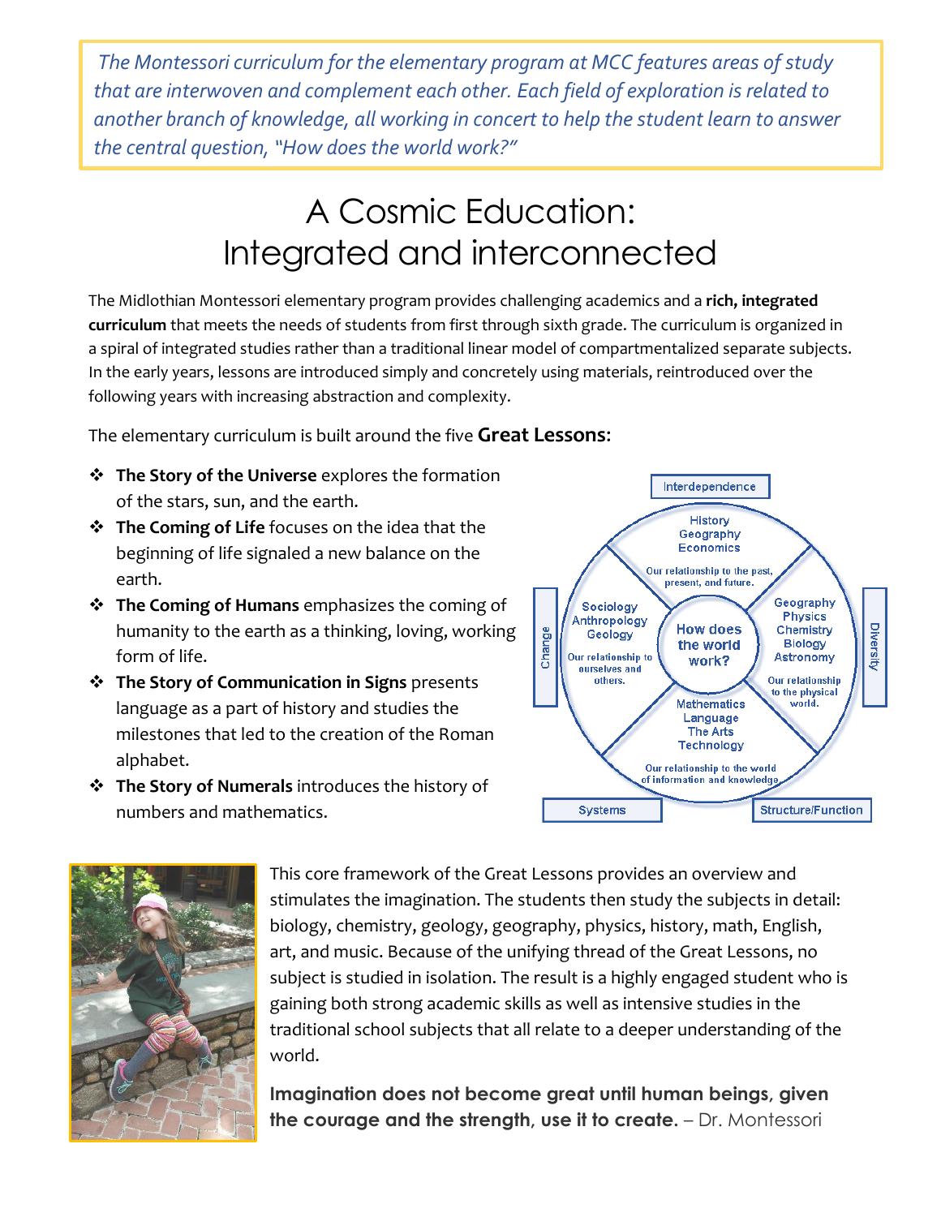*The Montessori curriculum for the elementary program at MCC features areas of study that are interwoven and complement each other. Each field of exploration is related to another branch of knowledge, all working in concert to help the student learn to answer the central question, "How does the world work?"*

# A Cosmic Education: Integrated and interconnected

The Midlothian Montessori elementary program provides challenging academics and a **rich, integrated curriculum** that meets the needs of students from first through sixth grade. The curriculum is organized in a spiral of integrated studies rather than a traditional linear model of compartmentalized separate subjects. In the early years, lessons are introduced simply and concretely using materials, reintroduced over the following years with increasing abstraction and complexity.

The elementary curriculum is built around the five **Great Lessons**:

- **The Story of the Universe** explores the formation of the stars, sun, and the earth.
- **The Coming of Life** focuses on the idea that the beginning of life signaled a new balance on the earth.
- **The Coming of Humans** emphasizes the coming of humanity to the earth as a thinking, loving, working form of life.
- **The Story of Communication in Signs** presents language as a part of history and studies the milestones that led to the creation of the Roman alphabet.
- **The Story of Numerals** introduces the history of numbers and mathematics.

Interdependence

History
Geography
Economics
Our relationship to the past, present, and future.

Sociology
Anthropology
Geology
Our relationship to ourselves and others.

How does the world work?

Geography
Physics
Chemistry
Biology
Astronomy
Our relationship to the physical world.

Mathematics
Language
The Arts
Technology
Our relationship to the world of information and knowledge

Change

Diversity

Systems

Structure/Function

This core framework of the Great Lessons provides an overview and stimulates the imagination. The students then study the subjects in detail: biology, chemistry, geology, geography, physics, history, math, English, art, and music. Because of the unifying thread of the Great Lessons, no subject is studied in isolation. The result is a highly engaged student who is gaining both strong academic skills as well as intensive studies in the traditional school subjects that all relate to a deeper understanding of the world.

**Imagination does not become great until human beings, given the courage and the strength, use it to create.** – Dr. Montessori